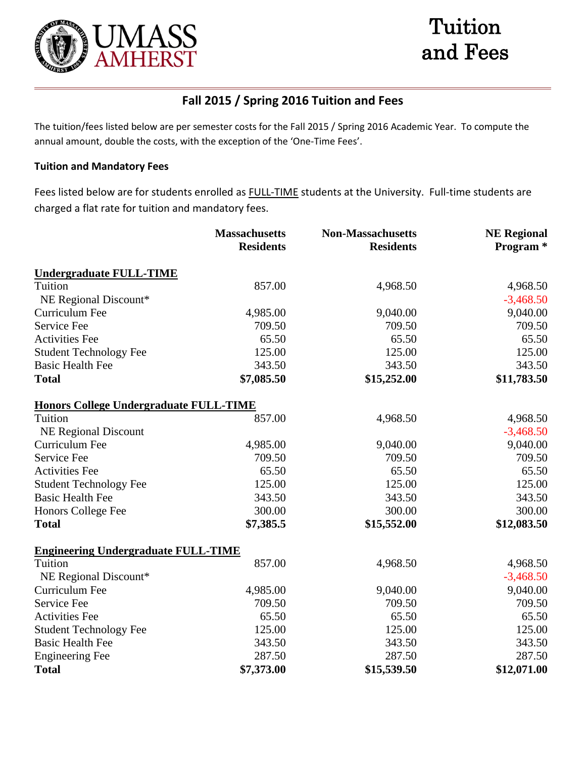# Tuition and Fees

UMASS AMHERST

## Fall 2015 / Spring 2016 Tuition and Fees

The tuition/fees listed below are per semester costs for the Fall 2015 / Spring 2016 Academic Year. To compute the annual amount, double the costs, with the exception of the 'One-Time Fees'.

### Tuition and Mandatory Fees

Fees listed below are for students enrolled as FULL-TIME students at the University. Full-time students are charged a flat rate for tuition and mandatory fees.

| | Massachusetts Residents | Non-Massachusetts Residents | NE Regional Program * |
|---|---|---|---|
| **Undergraduate FULL-TIME** | | | |
| Tuition | 857.00 | 4,968.50 | 4,968.50 |
| NE Regional Discount* | | | -3,468.50 |
| Curriculum Fee | 4,985.00 | 9,040.00 | 9,040.00 |
| Service Fee | 709.50 | 709.50 | 709.50 |
| Activities Fee | 65.50 | 65.50 | 65.50 |
| Student Technology Fee | 125.00 | 125.00 | 125.00 |
| Basic Health Fee | 343.50 | 343.50 | 343.50 |
| **Total** | **$7,085.50** | **$15,252.00** | **$11,783.50** |
| **Honors College Undergraduate FULL-TIME** | | | |
| Tuition | 857.00 | 4,968.50 | 4,968.50 |
| NE Regional Discount | | | -3,468.50 |
| Curriculum Fee | 4,985.00 | 9,040.00 | 9,040.00 |
| Service Fee | 709.50 | 709.50 | 709.50 |
| Activities Fee | 65.50 | 65.50 | 65.50 |
| Student Technology Fee | 125.00 | 125.00 | 125.00 |
| Basic Health Fee | 343.50 | 343.50 | 343.50 |
| Honors College Fee | 300.00 | 300.00 | 300.00 |
| **Total** | **$7,385.5** | **$15,552.00** | **$12,083.50** |
| **Engineering Undergraduate FULL-TIME** | | | |
| Tuition | 857.00 | 4,968.50 | 4,968.50 |
| NE Regional Discount* | | | -3,468.50 |
| Curriculum Fee | 4,985.00 | 9,040.00 | 9,040.00 |
| Service Fee | 709.50 | 709.50 | 709.50 |
| Activities Fee | 65.50 | 65.50 | 65.50 |
| Student Technology Fee | 125.00 | 125.00 | 125.00 |
| Basic Health Fee | 343.50 | 343.50 | 343.50 |
| Engineering Fee | 287.50 | 287.50 | 287.50 |
| **Total** | **$7,373.00** | **$15,539.50** | **$12,071.00** |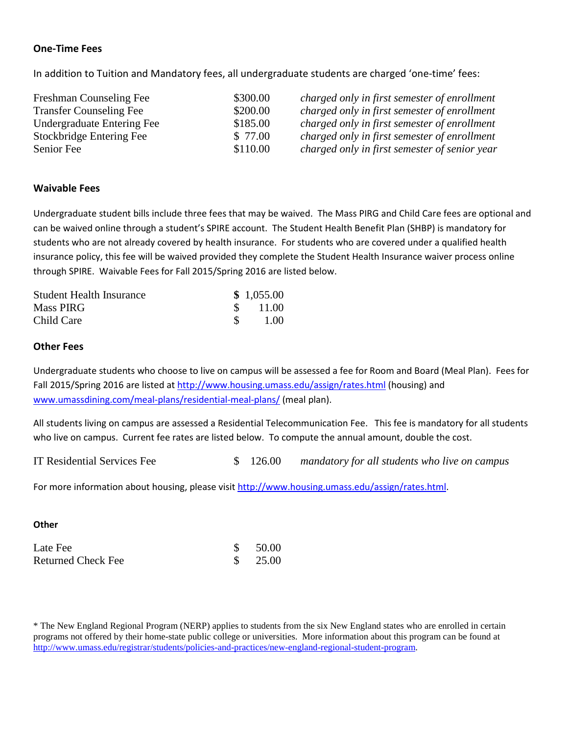**One-Time Fees**

In addition to Tuition and Mandatory fees, all undergraduate students are charged 'one-time' fees:

| | | |
|---|---|---|
| Freshman Counseling Fee | $300.00 | *charged only in first semester of enrollment* |
| Transfer Counseling Fee | $200.00 | *charged only in first semester of enrollment* |
| Undergraduate Entering Fee | $185.00 | *charged only in first semester of enrollment* |
| Stockbridge Entering Fee | $ 77.00 | *charged only in first semester of enrollment* |
| Senior Fee | $110.00 | *charged only in first semester of senior year* |

**Waivable Fees**

Undergraduate student bills include three fees that may be waived. The Mass PIRG and Child Care fees are optional and can be waived online through a student's SPIRE account. The Student Health Benefit Plan (SHBP) is mandatory for students who are not already covered by health insurance. For students who are covered under a qualified health insurance policy, this fee will be waived provided they complete the Student Health Insurance waiver process online through SPIRE. Waivable Fees for Fall 2015/Spring 2016 are listed below.

| | |
|---|---|
| Student Health Insurance | **$** 1,055.00 |
| Mass PIRG | $ 11.00 |
| Child Care | $ 1.00 |

**Other Fees**

Undergraduate students who choose to live on campus will be assessed a fee for Room and Board (Meal Plan). Fees for Fall 2015/Spring 2016 are listed at http://www.housing.umass.edu/assign/rates.html (housing) and www.umassdining.com/meal-plans/residential-meal-plans/ (meal plan).

All students living on campus are assessed a Residential Telecommunication Fee. This fee is mandatory for all students who live on campus. Current fee rates are listed below. To compute the annual amount, double the cost.

| | | |
|---|---|---|
| IT Residential Services Fee | $ 126.00 | *mandatory for all students who live on campus* |

For more information about housing, please visit http://www.housing.umass.edu/assign/rates.html.

**Other**

| | |
|---|---|
| Late Fee | $ 50.00 |
| Returned Check Fee | $ 25.00 |

\* The New England Regional Program (NERP) applies to students from the six New England states who are enrolled in certain programs not offered by their home-state public college or universities. More information about this program can be found at http://www.umass.edu/registrar/students/policies-and-practices/new-england-regional-student-program.